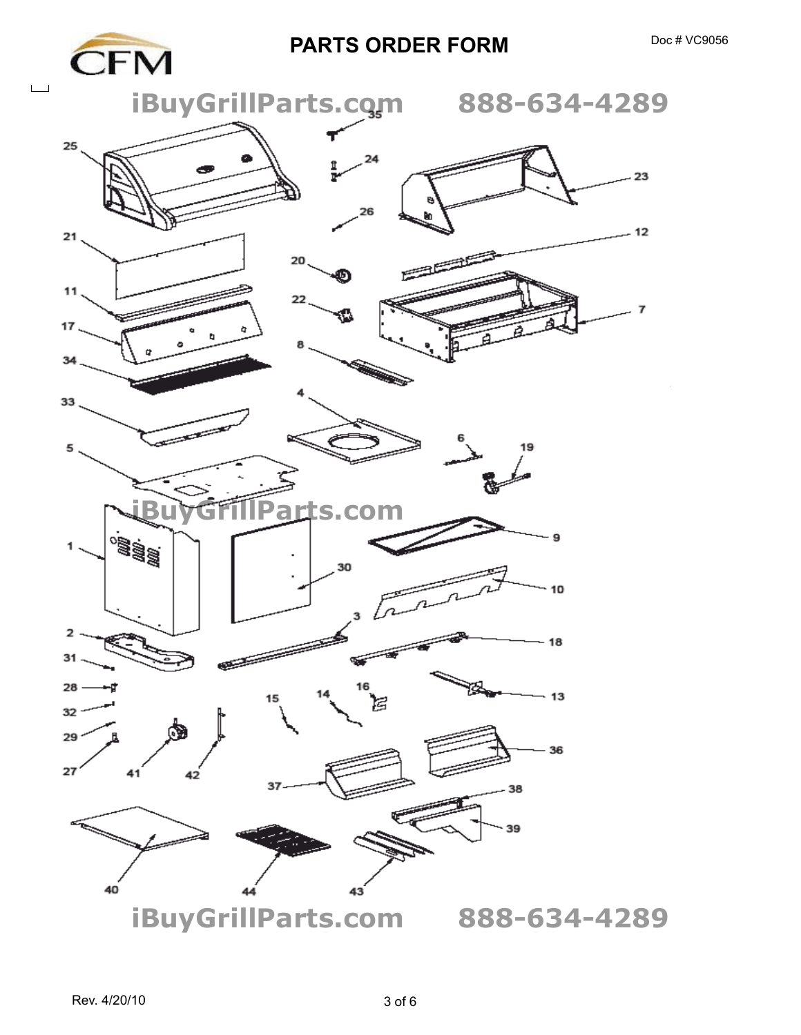# PARTS ORDER FORM

Doc # VC9056

iBuyGrillParts.com 888-634-4289

iBuyGrillParts.com

iBuyGrillParts.com 888-634-4289

Rev. 4/20/10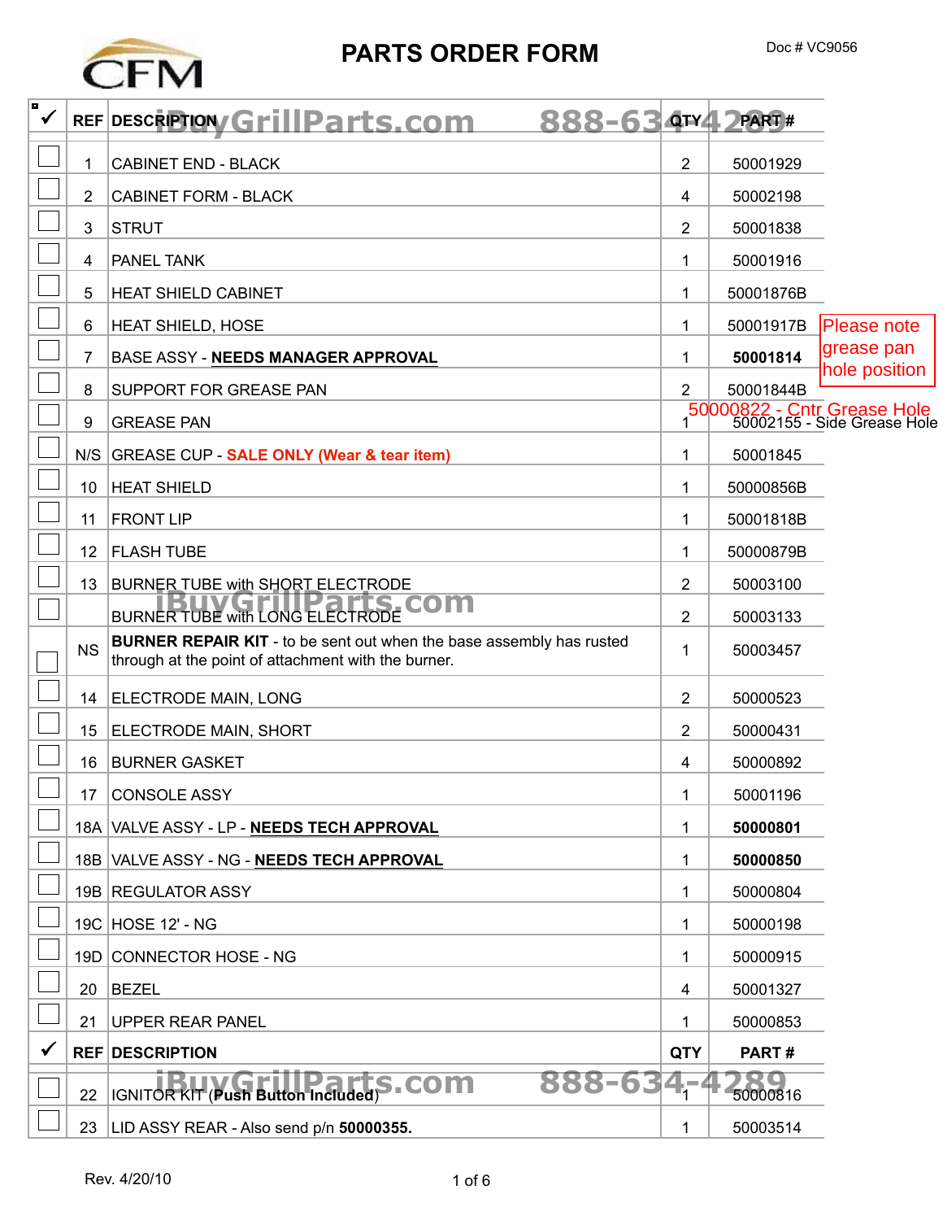# PARTS ORDER FORM

Doc # VC9056

| ✓ | REF | DESCRIPTION | QTY | PART # |
|---|---|---|---|---|
| ☐ | 1 | CABINET END - BLACK | 2 | 50001929 |
| ☐ | 2 | CABINET FORM - BLACK | 4 | 50002198 |
| ☐ | 3 | STRUT | 2 | 50001838 |
| ☐ | 4 | PANEL TANK | 1 | 50001916 |
| ☐ | 5 | HEAT SHIELD CABINET | 1 | 50001876B |
| ☐ | 6 | HEAT SHIELD, HOSE | 1 | 50001917B |
| ☐ | 7 | BASE ASSY - **NEEDS MANAGER APPROVAL** | 1 | **50001814** |
| ☐ | 8 | SUPPORT FOR GREASE PAN | 2 | 50001844B |
| ☐ | 9 | GREASE PAN | 1 | 50000822 - Cntr Grease Hole; 50002155 - Side Grease Hole |
| ☐ | N/S | GREASE CUP - **SALE ONLY (Wear & tear item)** | 1 | 50001845 |
| ☐ | 10 | HEAT SHIELD | 1 | 50000856B |
| ☐ | 11 | FRONT LIP | 1 | 50001818B |
| ☐ | 12 | FLASH TUBE | 1 | 50000879B |
| ☐ | 13 | BURNER TUBE with SHORT ELECTRODE | 2 | 50003100 |
| ☐ | | BURNER TUBE with LONG ELECTRODE | 2 | 50003133 |
| ☐ | NS | **BURNER REPAIR KIT** - to be sent out when the base assembly has rusted through at the point of attachment with the burner. | 1 | 50003457 |
| ☐ | 14 | ELECTRODE MAIN, LONG | 2 | 50000523 |
| ☐ | 15 | ELECTRODE MAIN, SHORT | 2 | 50000431 |
| ☐ | 16 | BURNER GASKET | 4 | 50000892 |
| ☐ | 17 | CONSOLE ASSY | 1 | 50001196 |
| ☐ | 18A | VALVE ASSY - LP - **NEEDS TECH APPROVAL** | 1 | **50000801** |
| ☐ | 18B | VALVE ASSY - NG - **NEEDS TECH APPROVAL** | 1 | **50000850** |
| ☐ | 19B | REGULATOR ASSY | 1 | 50000804 |
| ☐ | 19C | HOSE 12' - NG | 1 | 50000198 |
| ☐ | 19D | CONNECTOR HOSE - NG | 1 | 50000915 |
| ☐ | 20 | BEZEL | 4 | 50001327 |
| ☐ | 21 | UPPER REAR PANEL | 1 | 50000853 |
| ✓ | REF | DESCRIPTION | QTY | PART # |
| ☐ | 22 | IGNITOR KIT (**Push Button Included**) | 1 | 50000816 |
| ☐ | 23 | LID ASSY REAR - Also send p/n **50000355.** | 1 | 50003514 |

Please note grease pan hole position

Rev. 4/20/10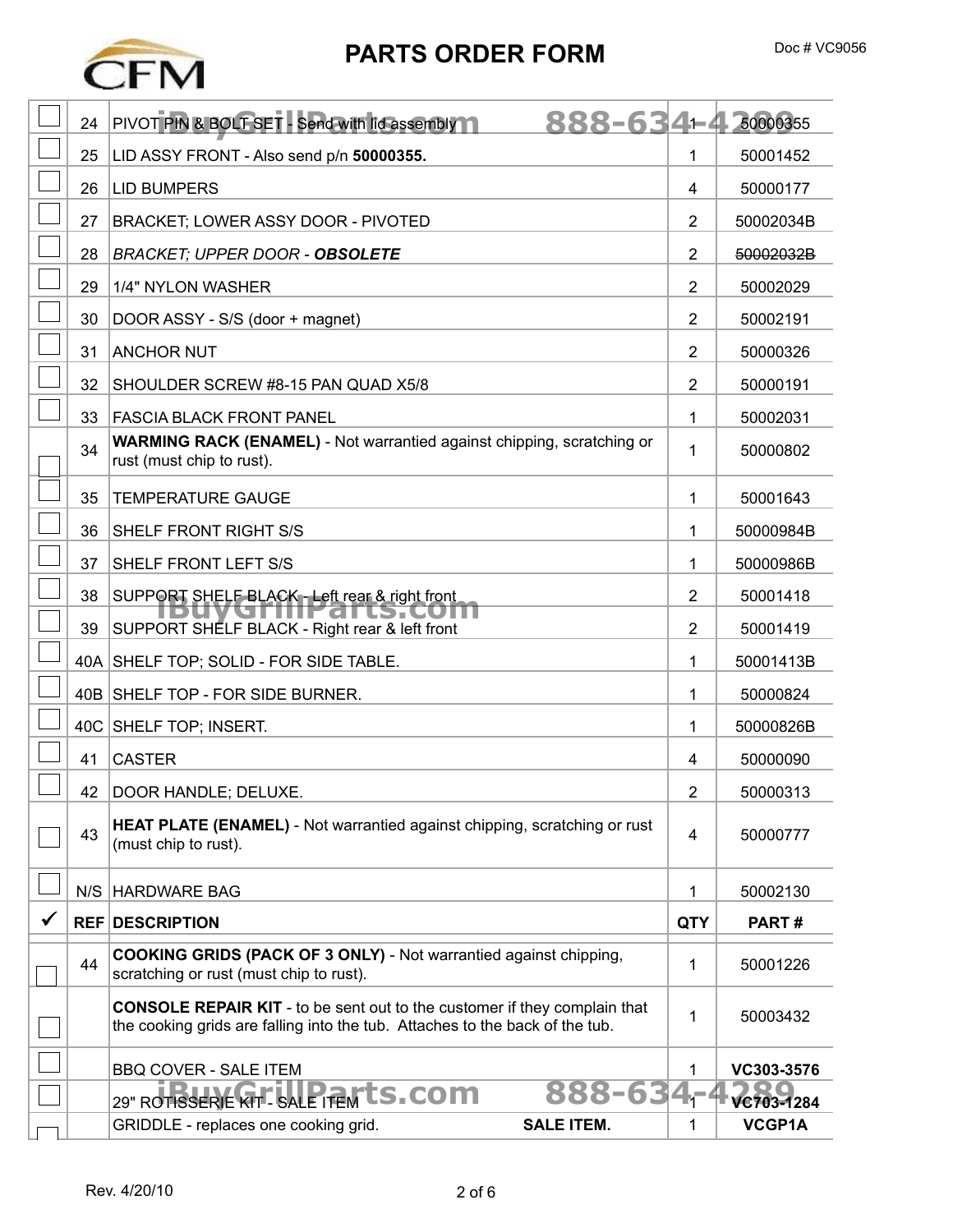# PARTS ORDER FORM

Doc # VC9056

| | | | | |
|---|---|---|---|---|
| ☐ | 24 | PIVOT PIN & BOLT SET - Send with lid assembly | 1 | 50000355 |
| ☐ | 25 | LID ASSY FRONT - Also send p/n **50000355.** | 1 | 50001452 |
| ☐ | 26 | LID BUMPERS | 4 | 50000177 |
| ☐ | 27 | BRACKET; LOWER ASSY DOOR - PIVOTED | 2 | 50002034B |
| ☐ | 28 | *BRACKET; UPPER DOOR - **OBSOLETE*** | 2 | ~~50002032B~~ |
| ☐ | 29 | 1/4" NYLON WASHER | 2 | 50002029 |
| ☐ | 30 | DOOR ASSY - S/S (door + magnet) | 2 | 50002191 |
| ☐ | 31 | ANCHOR NUT | 2 | 50000326 |
| ☐ | 32 | SHOULDER SCREW #8-15 PAN QUAD X5/8 | 2 | 50000191 |
| ☐ | 33 | FASCIA BLACK FRONT PANEL | 1 | 50002031 |
| ☐ | 34 | **WARMING RACK (ENAMEL)** - Not warrantied against chipping, scratching or rust (must chip to rust). | 1 | 50000802 |
| ☐ | 35 | TEMPERATURE GAUGE | 1 | 50001643 |
| ☐ | 36 | SHELF FRONT RIGHT S/S | 1 | 50000984B |
| ☐ | 37 | SHELF FRONT LEFT S/S | 1 | 50000986B |
| ☐ | 38 | SUPPORT SHELF BLACK - Left rear & right front | 2 | 50001418 |
| ☐ | 39 | SUPPORT SHELF BLACK - Right rear & left front | 2 | 50001419 |
| ☐ | 40A | SHELF TOP; SOLID - FOR SIDE TABLE. | 1 | 50001413B |
| ☐ | 40B | SHELF TOP - FOR SIDE BURNER. | 1 | 50000824 |
| ☐ | 40C | SHELF TOP; INSERT. | 1 | 50000826B |
| ☐ | 41 | CASTER | 4 | 50000090 |
| ☐ | 42 | DOOR HANDLE; DELUXE. | 2 | 50000313 |
| ☐ | 43 | **HEAT PLATE (ENAMEL)** - Not warrantied against chipping, scratching or rust (must chip to rust). | 4 | 50000777 |
| ☐ | N/S | HARDWARE BAG | 1 | 50002130 |
| ✔ | **REF** | **DESCRIPTION** | **QTY** | **PART #** |
| ☐ | 44 | **COOKING GRIDS (PACK OF 3 ONLY)** - Not warrantied against chipping, scratching or rust (must chip to rust). | 1 | 50001226 |
| ☐ | | **CONSOLE REPAIR KIT** - to be sent out to the customer if they complain that the cooking grids are falling into the tub. Attaches to the back of the tub. | 1 | 50003432 |
| ☐ | | BBQ COVER - SALE ITEM | 1 | **VC303-3576** |
| ☐ | | 29" ROTISSERIE KIT - SALE ITEM | 1 | **VC703-1284** |
| ☐ | | GRIDDLE - replaces one cooking grid. **SALE ITEM.** | 1 | **VCGP1A** |

Rev. 4/20/10